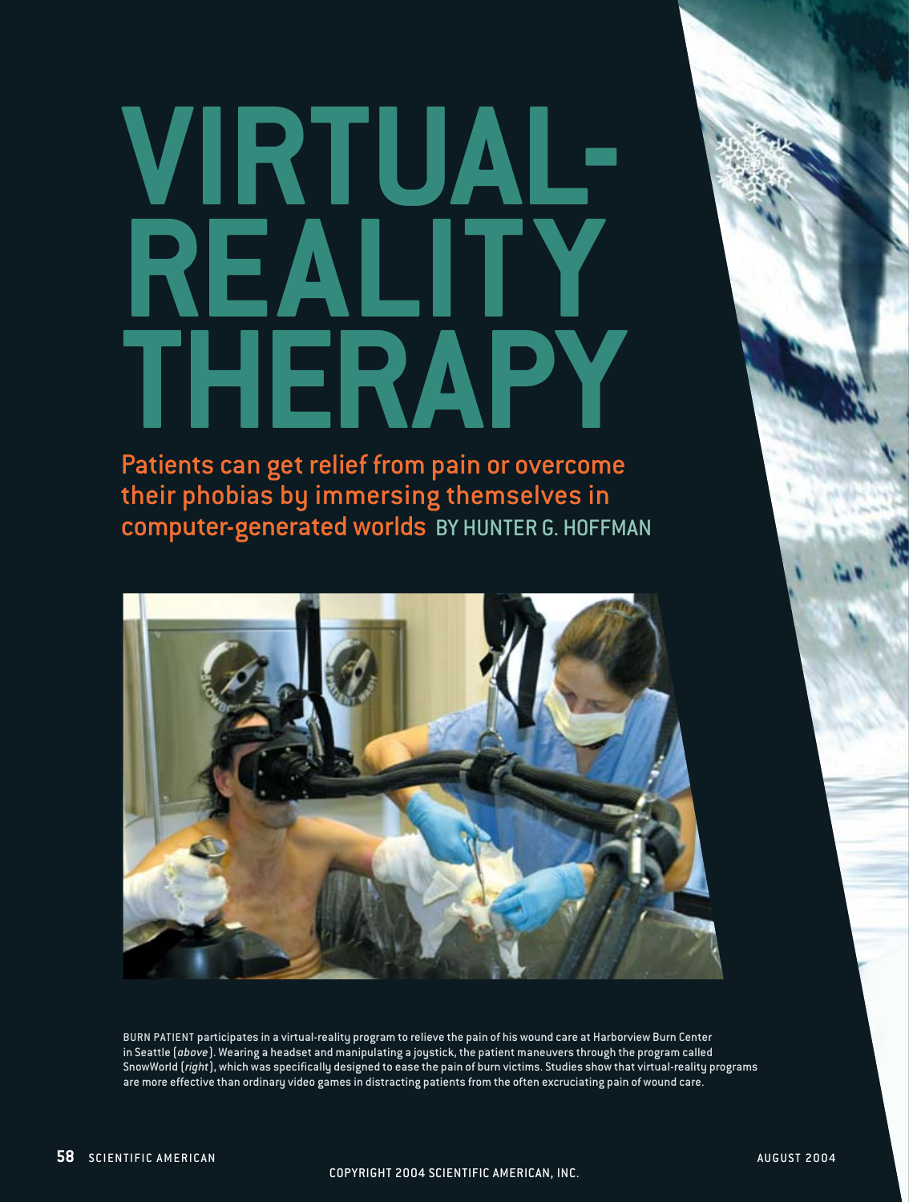# VIRTUAL-REALITY THERAPY

## Patients can get relief from pain or overcome their phobias by immersing themselves in computer-generated worlds

BY HUNTER G. HOFFMAN

BURN PATIENT participates in a virtual-reality program to relieve the pain of his wound care at Harborview Burn Center in Seattle (*above*). Wearing a headset and manipulating a joystick, the patient maneuvers through the program called SnowWorld (*right*), which was specifically designed to ease the pain of burn victims. Studies show that virtual-reality programs are more effective than ordinary video games in distracting patients from the often excruciating pain of wound care.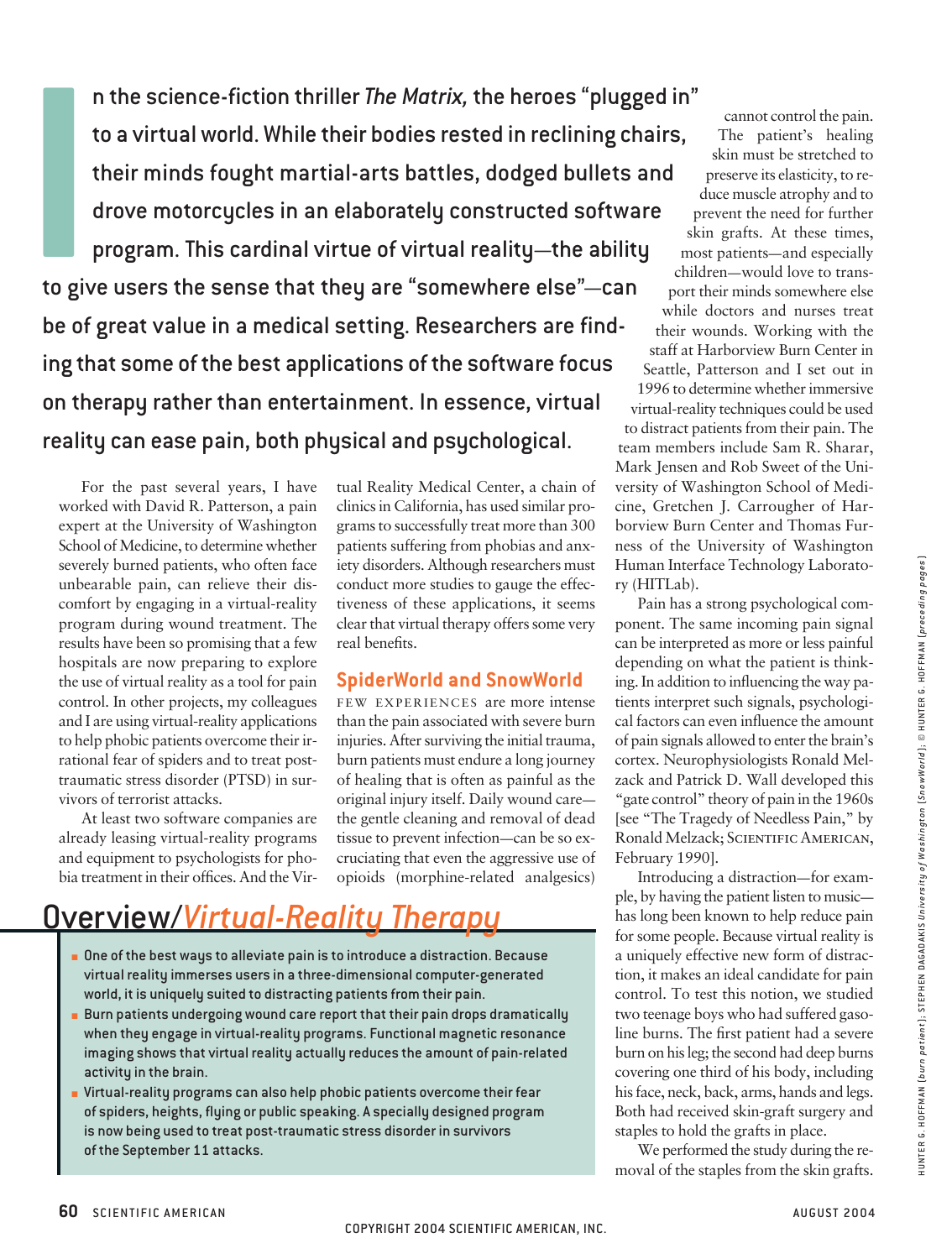In the science-fiction thriller *The Matrix,* the heroes "plugged in" to a virtual world. While their bodies rested in reclining chairs, their minds fought martial-arts battles, dodged bullets and drove motorcycles in an elaborately constructed software program. This cardinal virtue of virtual reality—the ability to give users the sense that they are "somewhere else"—can be of great value in a medical setting. Researchers are finding that some of the best applications of the software focus on therapy rather than entertainment. In essence, virtual reality can ease pain, both physical and psychological.

For the past several years, I have worked with David R. Patterson, a pain expert at the University of Washington School of Medicine, to determine whether severely burned patients, who often face unbearable pain, can relieve their discomfort by engaging in a virtual-reality program during wound treatment. The results have been so promising that a few hospitals are now preparing to explore the use of virtual reality as a tool for pain control. In other projects, my colleagues and I are using virtual-reality applications to help phobic patients overcome their irrational fear of spiders and to treat posttraumatic stress disorder (PTSD) in survivors of terrorist attacks.

At least two software companies are already leasing virtual-reality programs and equipment to psychologists for phobia treatment in their offices. And the Virtual Reality Medical Center, a chain of clinics in California, has used similar programs to successfully treat more than 300 patients suffering from phobias and anxiety disorders. Although researchers must conduct more studies to gauge the effectiveness of these applications, it seems clear that virtual therapy offers some very real benefits.

## SpiderWorld and SnowWorld

FEW EXPERIENCES are more intense than the pain associated with severe burn injuries. After surviving the initial trauma, burn patients must endure a long journey of healing that is often as painful as the original injury itself. Daily wound care—the gentle cleaning and removal of dead tissue to prevent infection—can be so excruciating that even the aggressive use of opioids (morphine-related analgesics) cannot control the pain. The patient's healing skin must be stretched to preserve its elasticity, to reduce muscle atrophy and to prevent the need for further skin grafts. At these times, most patients—and especially children—would love to transport their minds somewhere else while doctors and nurses treat their wounds. Working with the staff at Harborview Burn Center in Seattle, Patterson and I set out in 1996 to determine whether immersive virtual-reality techniques could be used to distract patients from their pain. The team members include Sam R. Sharar, Mark Jensen and Rob Sweet of the University of Washington School of Medicine, Gretchen J. Carrougher of Harborview Burn Center and Thomas Furness of the University of Washington Human Interface Technology Laboratory (HITLab).

Pain has a strong psychological component. The same incoming pain signal can be interpreted as more or less painful depending on what the patient is thinking. In addition to influencing the way patients interpret such signals, psychological factors can even influence the amount of pain signals allowed to enter the brain's cortex. Neurophysiologists Ronald Melzack and Patrick D. Wall developed this "gate control" theory of pain in the 1960s [see "The Tragedy of Needless Pain," by Ronald Melzack; SCIENTIFIC AMERICAN, February 1990].

Introducing a distraction—for example, by having the patient listen to music—has long been known to help reduce pain for some people. Because virtual reality is a uniquely effective new form of distraction, it makes an ideal candidate for pain control. To test this notion, we studied two teenage boys who had suffered gasoline burns. The first patient had a severe burn on his leg; the second had deep burns covering one third of his body, including his face, neck, back, arms, hands and legs. Both had received skin-graft surgery and staples to hold the grafts in place.

We performed the study during the removal of the staples from the skin grafts.

## Overview/*Virtual-Reality Therapy*

- One of the best ways to alleviate pain is to introduce a distraction. Because virtual reality immerses users in a three-dimensional computer-generated world, it is uniquely suited to distracting patients from their pain.
- Burn patients undergoing wound care report that their pain drops dramatically when they engage in virtual-reality programs. Functional magnetic resonance imaging shows that virtual reality actually reduces the amount of pain-related activity in the brain.
- Virtual-reality programs can also help phobic patients overcome their fear of spiders, heights, flying or public speaking. A specially designed program is now being used to treat post-traumatic stress disorder in survivors of the September 11 attacks.

HUNTER G. HOFFMAN (*burn patient*); STEPHEN DAGADAKIS *University of Washington* (*SnowWorld*); © HUNTER G. HOFFMAN (*preceding pages*)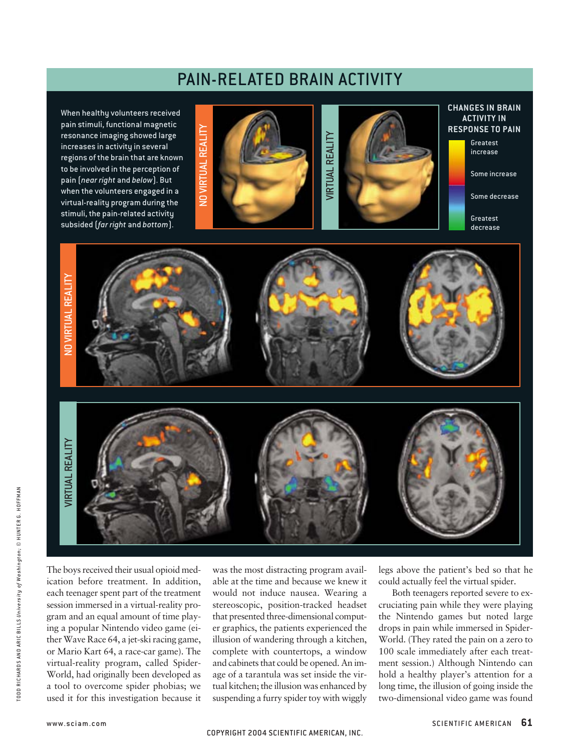## PAIN-RELATED BRAIN ACTIVITY

When healthy volunteers received pain stimuli, functional magnetic resonance imaging showed large increases in activity in several regions of the brain that are known to be involved in the perception of pain (*near right* and *below*). But when the volunteers engaged in a virtual-reality program during the stimuli, the pain-related activity subsided (*far right* and *bottom*).

NO VIRTUAL REALITY

VIRTUAL REALITY

**CHANGES IN BRAIN ACTIVITY IN RESPONSE TO PAIN**

- Greatest increase
- Some increase
- Some decrease
- Greatest decrease

NO VIRTUAL REALITY

VIRTUAL REALITY

TODD RICHARDS AND ARIC BILLS *University of Washington*; © HUNTER G. HOFFMAN

The boys received their usual opioid medication before treatment. In addition, each teenager spent part of the treatment session immersed in a virtual-reality program and an equal amount of time playing a popular Nintendo video game (either Wave Race 64, a jet-ski racing game, or Mario Kart 64, a race-car game). The virtual-reality program, called SpiderWorld, had originally been developed as a tool to overcome spider phobias; we used it for this investigation because it was the most distracting program available at the time and because we knew it would not induce nausea. Wearing a stereoscopic, position-tracked headset that presented three-dimensional computer graphics, the patients experienced the illusion of wandering through a kitchen, complete with countertops, a window and cabinets that could be opened. An image of a tarantula was set inside the virtual kitchen; the illusion was enhanced by suspending a furry spider toy with wiggly legs above the patient's bed so that he could actually feel the virtual spider.

Both teenagers reported severe to excruciating pain while they were playing the Nintendo games but noted large drops in pain while immersed in SpiderWorld. (They rated the pain on a zero to 100 scale immediately after each treatment session.) Although Nintendo can hold a healthy player's attention for a long time, the illusion of going inside the two-dimensional video game was found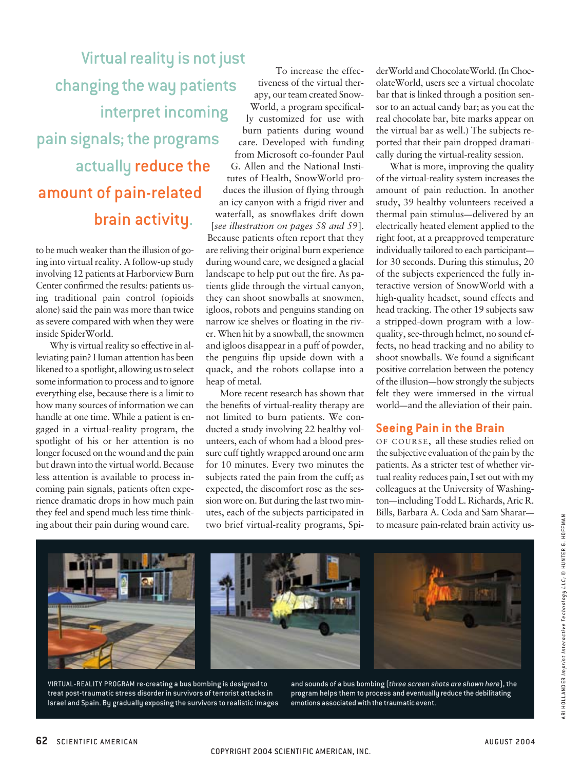Virtual reality is not just changing the way patients interpret incoming pain signals; the programs actually **reduce the amount of pain-related brain activity**.

to be much weaker than the illusion of going into virtual reality. A follow-up study involving 12 patients at Harborview Burn Center confirmed the results: patients using traditional pain control (opioids alone) said the pain was more than twice as severe compared with when they were inside SpiderWorld.

Why is virtual reality so effective in alleviating pain? Human attention has been likened to a spotlight, allowing us to select some information to process and to ignore everything else, because there is a limit to how many sources of information we can handle at one time. While a patient is engaged in a virtual-reality program, the spotlight of his or her attention is no longer focused on the wound and the pain but drawn into the virtual world. Because less attention is available to process incoming pain signals, patients often experience dramatic drops in how much pain they feel and spend much less time thinking about their pain during wound care.

To increase the effectiveness of the virtual therapy, our team created SnowWorld, a program specifically customized for use with burn patients during wound care. Developed with funding from Microsoft co-founder Paul G. Allen and the National Institutes of Health, SnowWorld produces the illusion of flying through an icy canyon with a frigid river and waterfall, as snowflakes drift down [*see illustration on pages 58 and 59*]. Because patients often report that they are reliving their original burn experience during wound care, we designed a glacial landscape to help put out the fire. As patients glide through the virtual canyon, they can shoot snowballs at snowmen, igloos, robots and penguins standing on narrow ice shelves or floating in the river. When hit by a snowball, the snowmen and igloos disappear in a puff of powder, the penguins flip upside down with a quack, and the robots collapse into a heap of metal.

More recent research has shown that the benefits of virtual-reality therapy are not limited to burn patients. We conducted a study involving 22 healthy volunteers, each of whom had a blood pressure cuff tightly wrapped around one arm for 10 minutes. Every two minutes the subjects rated the pain from the cuff; as expected, the discomfort rose as the session wore on. But during the last two minutes, each of the subjects participated in two brief virtual-reality programs, SpiderWorld and ChocolateWorld. (In ChocolateWorld, users see a virtual chocolate bar that is linked through a position sensor to an actual candy bar; as you eat the real chocolate bar, bite marks appear on the virtual bar as well.) The subjects reported that their pain dropped dramatically during the virtual-reality session.

What is more, improving the quality of the virtual-reality system increases the amount of pain reduction. In another study, 39 healthy volunteers received a thermal pain stimulus—delivered by an electrically heated element applied to the right foot, at a preapproved temperature individually tailored to each participant—for 30 seconds. During this stimulus, 20 of the subjects experienced the fully interactive version of SnowWorld with a high-quality headset, sound effects and head tracking. The other 19 subjects saw a stripped-down program with a low-quality, see-through helmet, no sound effects, no head tracking and no ability to shoot snowballs. We found a significant positive correlation between the potency of the illusion—how strongly the subjects felt they were immersed in the virtual world—and the alleviation of their pain.

## Seeing Pain in the Brain

OF COURSE, all these studies relied on the subjective evaluation of the pain by the patients. As a stricter test of whether virtual reality reduces pain, I set out with my colleagues at the University of Washington—including Todd L. Richards, Aric R. Bills, Barbara A. Coda and Sam Sharar—to measure pain-related brain activity us-

VIRTUAL-REALITY PROGRAM re-creating a bus bombing is designed to treat post-traumatic stress disorder in survivors of terrorist attacks in Israel and Spain. By gradually exposing the survivors to realistic images and sounds of a bus bombing (*three screen shots are shown here*), the program helps them to process and eventually reduce the debilitating emotions associated with the traumatic event.

ARI HOLLANDER *Imprint Interactive Technology LLC*; © HUNTER G. HOFFMAN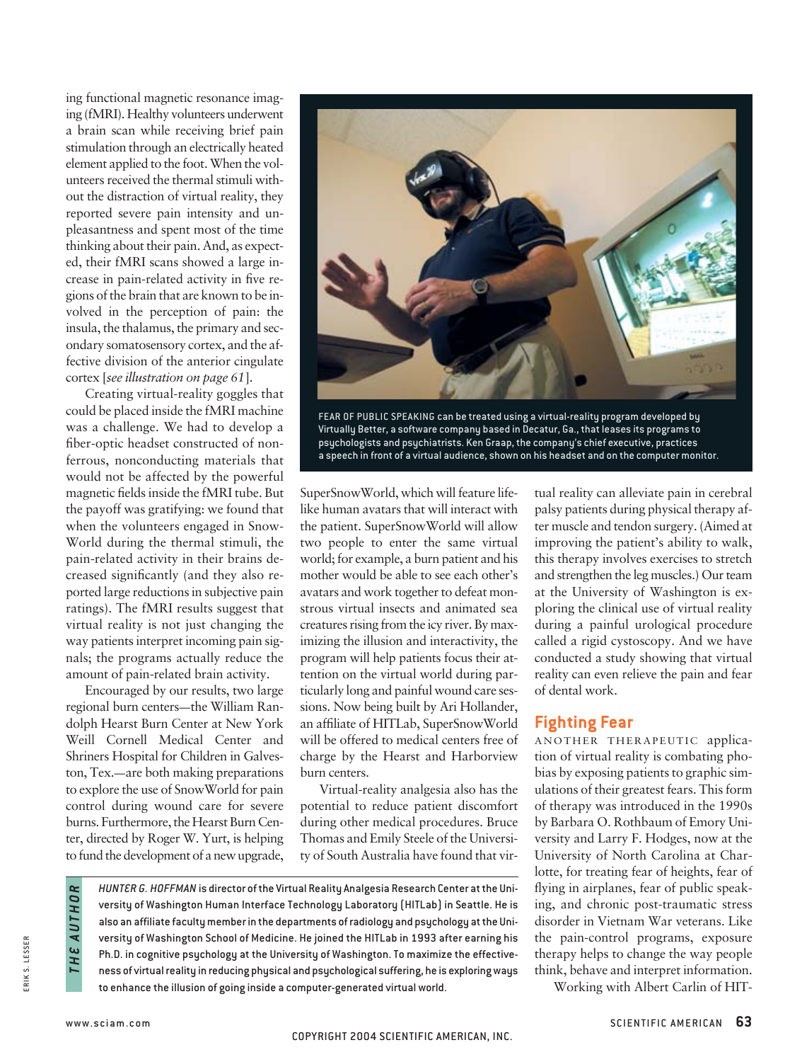ing functional magnetic resonance imaging (fMRI). Healthy volunteers underwent a brain scan while receiving brief pain stimulation through an electrically heated element applied to the foot. When the volunteers received the thermal stimuli without the distraction of virtual reality, they reported severe pain intensity and unpleasantness and spent most of the time thinking about their pain. And, as expected, their fMRI scans showed a large increase in pain-related activity in five regions of the brain that are known to be involved in the perception of pain: the insula, the thalamus, the primary and secondary somatosensory cortex, and the affective division of the anterior cingulate cortex [*see illustration on page 61*].

Creating virtual-reality goggles that could be placed inside the fMRI machine was a challenge. We had to develop a fiber-optic headset constructed of nonferrous, nonconducting materials that would not be affected by the powerful magnetic fields inside the fMRI tube. But the payoff was gratifying: we found that when the volunteers engaged in SnowWorld during the thermal stimuli, the pain-related activity in their brains decreased significantly (and they also reported large reductions in subjective pain ratings). The fMRI results suggest that virtual reality is not just changing the way patients interpret incoming pain signals; the programs actually reduce the amount of pain-related brain activity.

Encouraged by our results, two large regional burn centers—the William Randolph Hearst Burn Center at New York Weill Cornell Medical Center and Shriners Hospital for Children in Galveston, Tex.—are both making preparations to explore the use of SnowWorld for pain control during wound care for severe burns. Furthermore, the Hearst Burn Center, directed by Roger W. Yurt, is helping to fund the development of a new upgrade, SuperSnowWorld, which will feature lifelike human avatars that will interact with the patient. SuperSnowWorld will allow two people to enter the same virtual world; for example, a burn patient and his mother would be able to see each other's avatars and work together to defeat monstrous virtual insects and animated sea creatures rising from the icy river. By maximizing the illusion and interactivity, the program will help patients focus their attention on the virtual world during particularly long and painful wound care sessions. Now being built by Ari Hollander, an affiliate of HITLab, SuperSnowWorld will be offered to medical centers free of charge by the Hearst and Harborview burn centers.

Virtual-reality analgesia also has the potential to reduce patient discomfort during other medical procedures. Bruce Thomas and Emily Steele of the University of South Australia have found that virtual reality can alleviate pain in cerebral palsy patients during physical therapy after muscle and tendon surgery. (Aimed at improving the patient's ability to walk, this therapy involves exercises to stretch and strengthen the leg muscles.) Our team at the University of Washington is exploring the clinical use of virtual reality during a painful urological procedure called a rigid cystoscopy. And we have conducted a study showing that virtual reality can even relieve the pain and fear of dental work.

FEAR OF PUBLIC SPEAKING can be treated using a virtual-reality program developed by Virtually Better, a software company based in Decatur, Ga., that leases its programs to psychologists and psychiatrists. Ken Graap, the company's chief executive, practices a speech in front of a virtual audience, shown on his headset and on the computer monitor.

## Fighting Fear

ANOTHER THERAPEUTIC application of virtual reality is combating phobias by exposing patients to graphic simulations of their greatest fears. This form of therapy was introduced in the 1990s by Barbara O. Rothbaum of Emory University and Larry F. Hodges, now at the University of North Carolina at Charlotte, for treating fear of heights, fear of flying in airplanes, fear of public speaking, and chronic post-traumatic stress disorder in Vietnam War veterans. Like the pain-control programs, exposure therapy helps to change the way people think, behave and interpret information.

Working with Albert Carlin of HIT-

**THE AUTHOR**

*HUNTER G. HOFFMAN* is director of the Virtual Reality Analgesia Research Center at the University of Washington Human Interface Technology Laboratory (HITLab) in Seattle. He is also an affiliate faculty member in the departments of radiology and psychology at the University of Washington School of Medicine. He joined the HITLab in 1993 after earning his Ph.D. in cognitive psychology at the University of Washington. To maximize the effectiveness of virtual reality in reducing physical and psychological suffering, he is exploring ways to enhance the illusion of going inside a computer-generated virtual world.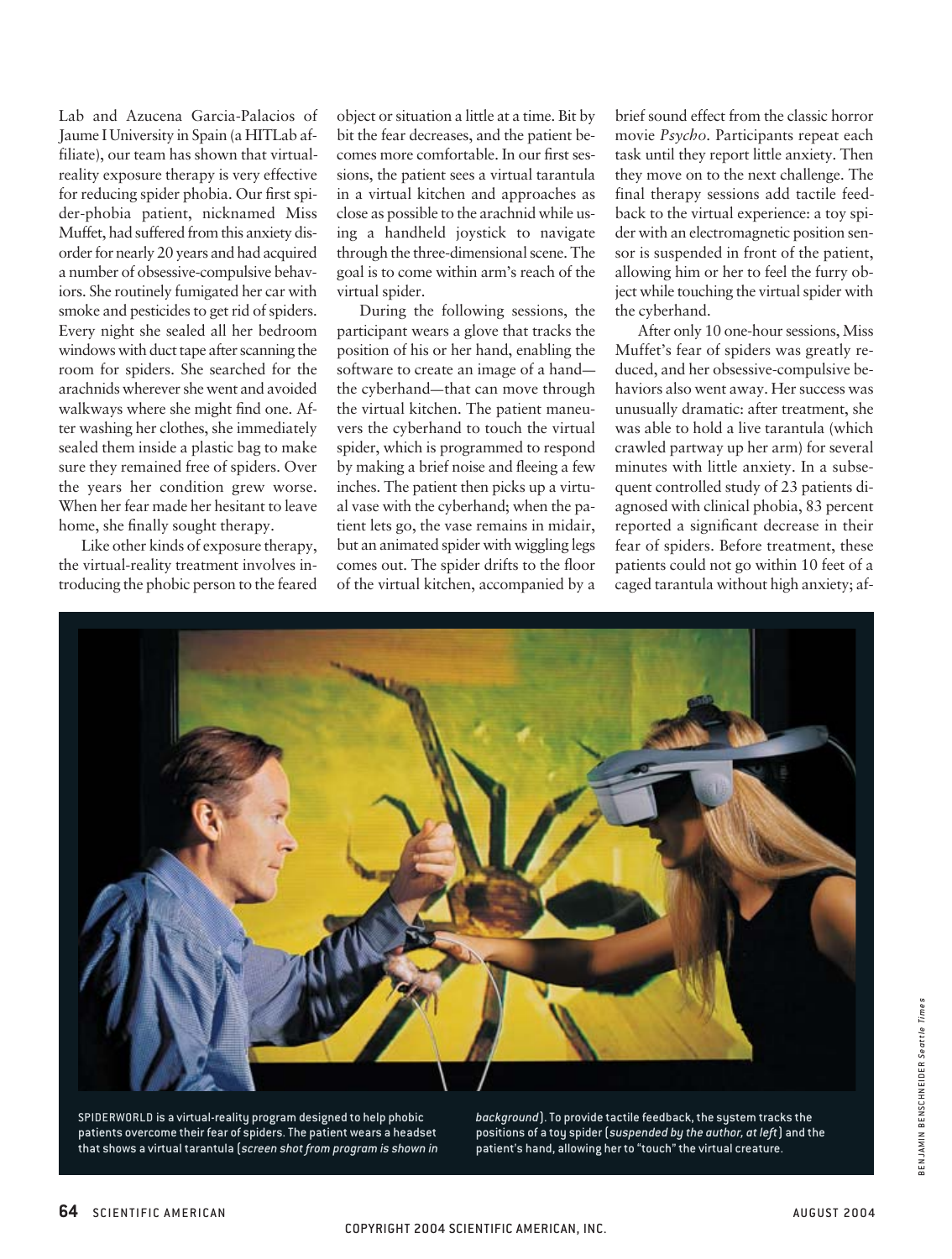Lab and Azucena Garcia-Palacios of Jaume I University in Spain (a HITLab affiliate), our team has shown that virtual-reality exposure therapy is very effective for reducing spider phobia. Our first spider-phobia patient, nicknamed Miss Muffet, had suffered from this anxiety disorder for nearly 20 years and had acquired a number of obsessive-compulsive behaviors. She routinely fumigated her car with smoke and pesticides to get rid of spiders. Every night she sealed all her bedroom windows with duct tape after scanning the room for spiders. She searched for the arachnids wherever she went and avoided walkways where she might find one. After washing her clothes, she immediately sealed them inside a plastic bag to make sure they remained free of spiders. Over the years her condition grew worse. When her fear made her hesitant to leave home, she finally sought therapy.

Like other kinds of exposure therapy, the virtual-reality treatment involves introducing the phobic person to the feared object or situation a little at a time. Bit by bit the fear decreases, and the patient becomes more comfortable. In our first sessions, the patient sees a virtual tarantula in a virtual kitchen and approaches as close as possible to the arachnid while using a handheld joystick to navigate through the three-dimensional scene. The goal is to come within arm's reach of the virtual spider.

During the following sessions, the participant wears a glove that tracks the position of his or her hand, enabling the software to create an image of a hand—the cyberhand—that can move through the virtual kitchen. The patient maneuvers the cyberhand to touch the virtual spider, which is programmed to respond by making a brief noise and fleeing a few inches. The patient then picks up a virtual vase with the cyberhand; when the patient lets go, the vase remains in midair, but an animated spider with wiggling legs comes out. The spider drifts to the floor of the virtual kitchen, accompanied by a brief sound effect from the classic horror movie *Psycho*. Participants repeat each task until they report little anxiety. Then they move on to the next challenge. The final therapy sessions add tactile feedback to the virtual experience: a toy spider with an electromagnetic position sensor is suspended in front of the patient, allowing him or her to feel the furry object while touching the virtual spider with the cyberhand.

After only 10 one-hour sessions, Miss Muffet's fear of spiders was greatly reduced, and her obsessive-compulsive behaviors also went away. Her success was unusually dramatic: after treatment, she was able to hold a live tarantula (which crawled partway up her arm) for several minutes with little anxiety. In a subsequent controlled study of 23 patients diagnosed with clinical phobia, 83 percent reported a significant decrease in their fear of spiders. Before treatment, these patients could not go within 10 feet of a caged tarantula without high anxiety; af-

SPIDERWORLD is a virtual-reality program designed to help phobic patients overcome their fear of spiders. The patient wears a headset that shows a virtual tarantula (*screen shot from program is shown in background*). To provide tactile feedback, the system tracks the positions of a toy spider (*suspended by the author, at left*) and the patient's hand, allowing her to "touch" the virtual creature.

BENJAMIN BENSCHNEIDER *Seattle Times*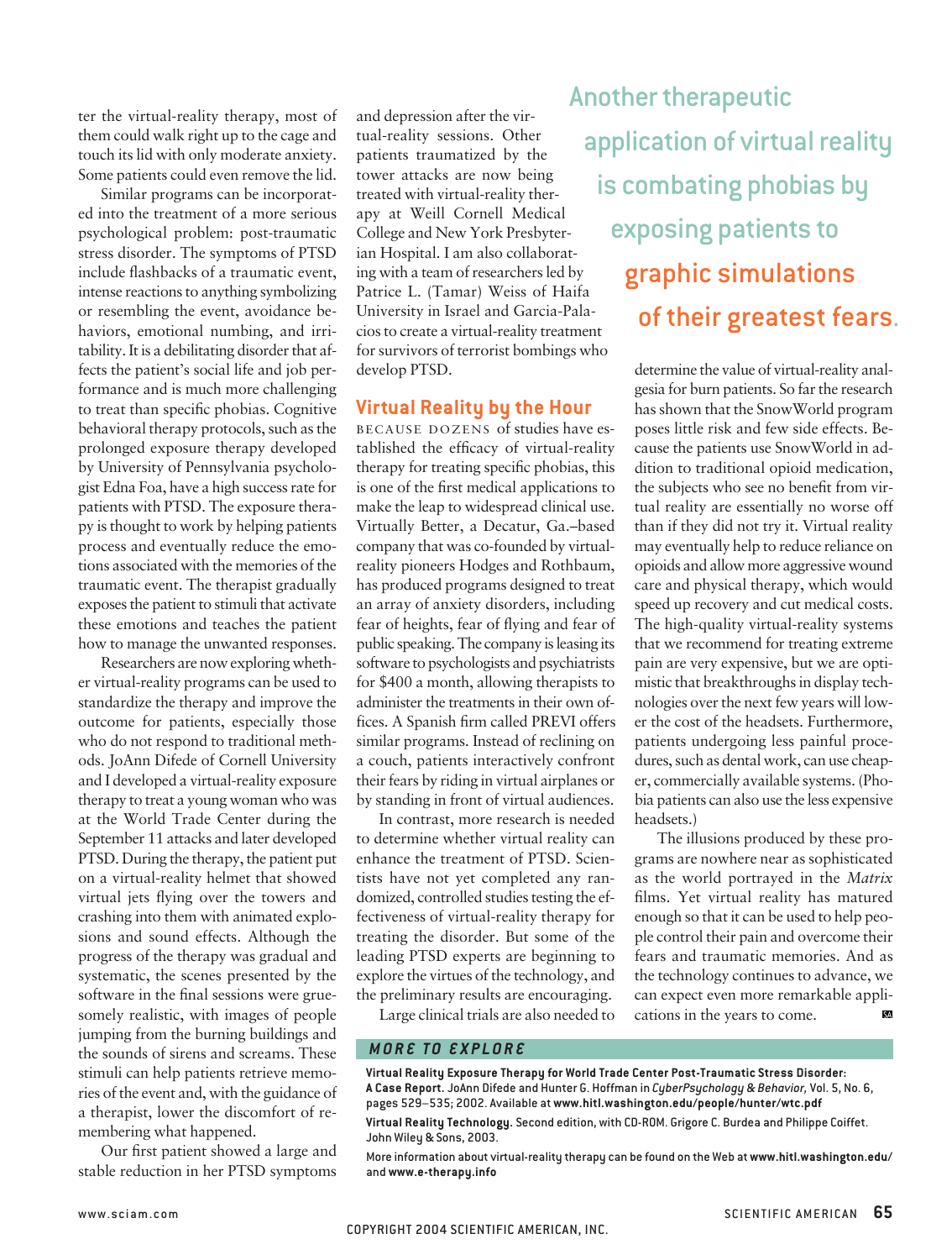ter the virtual-reality therapy, most of them could walk right up to the cage and touch its lid with only moderate anxiety. Some patients could even remove the lid.

Similar programs can be incorporated into the treatment of a more serious psychological problem: post-traumatic stress disorder. The symptoms of PTSD include flashbacks of a traumatic event, intense reactions to anything symbolizing or resembling the event, avoidance behaviors, emotional numbing, and irritability. It is a debilitating disorder that affects the patient's social life and job performance and is much more challenging to treat than specific phobias. Cognitive behavioral therapy protocols, such as the prolonged exposure therapy developed by University of Pennsylvania psychologist Edna Foa, have a high success rate for patients with PTSD. The exposure therapy is thought to work by helping patients process and eventually reduce the emotions associated with the memories of the traumatic event. The therapist gradually exposes the patient to stimuli that activate these emotions and teaches the patient how to manage the unwanted responses.

Researchers are now exploring whether virtual-reality programs can be used to standardize the therapy and improve the outcome for patients, especially those who do not respond to traditional methods. JoAnn Difede of Cornell University and I developed a virtual-reality exposure therapy to treat a young woman who was at the World Trade Center during the September 11 attacks and later developed PTSD. During the therapy, the patient put on a virtual-reality helmet that showed virtual jets flying over the towers and crashing into them with animated explosions and sound effects. Although the progress of the therapy was gradual and systematic, the scenes presented by the software in the final sessions were gruesomely realistic, with images of people jumping from the burning buildings and the sounds of sirens and screams. These stimuli can help patients retrieve memories of the event and, with the guidance of a therapist, lower the discomfort of remembering what happened.

Our first patient showed a large and stable reduction in her PTSD symptoms and depression after the virtual-reality sessions. Other patients traumatized by the tower attacks are now being treated with virtual-reality therapy at Weill Cornell Medical College and New York Presbyterian Hospital. I am also collaborating with a team of researchers led by Patrice L. (Tamar) Weiss of Haifa University in Israel and Garcia-Palacios to create a virtual-reality treatment for survivors of terrorist bombings who develop PTSD.

## Virtual Reality by the Hour

BECAUSE DOZENS of studies have established the efficacy of virtual-reality therapy for treating specific phobias, this is one of the first medical applications to make the leap to widespread clinical use. Virtually Better, a Decatur, Ga.–based company that was co-founded by virtual-reality pioneers Hodges and Rothbaum, has produced programs designed to treat an array of anxiety disorders, including fear of heights, fear of flying and fear of public speaking. The company is leasing its software to psychologists and psychiatrists for $400 a month, allowing therapists to administer the treatments in their own offices. A Spanish firm called PREVI offers similar programs. Instead of reclining on a couch, patients interactively confront their fears by riding in virtual airplanes or by standing in front of virtual audiences.

In contrast, more research is needed to determine whether virtual reality can enhance the treatment of PTSD. Scientists have not yet completed any randomized, controlled studies testing the effectiveness of virtual-reality therapy for treating the disorder. But some of the leading PTSD experts are beginning to explore the virtues of the technology, and the preliminary results are encouraging.

Large clinical trials are also needed to determine the value of virtual-reality analgesia for burn patients. So far the research has shown that the SnowWorld program poses little risk and few side effects. Because the patients use SnowWorld in addition to traditional opioid medication, the subjects who see no benefit from virtual reality are essentially no worse off than if they did not try it. Virtual reality may eventually help to reduce reliance on opioids and allow more aggressive wound care and physical therapy, which would speed up recovery and cut medical costs. The high-quality virtual-reality systems that we recommend for treating extreme pain are very expensive, but we are optimistic that breakthroughs in display technologies over the next few years will lower the cost of the headsets. Furthermore, patients undergoing less painful procedures, such as dental work, can use cheaper, commercially available systems. (Phobia patients can also use the less expensive headsets.)

The illusions produced by these programs are nowhere near as sophisticated as the world portrayed in the *Matrix* films. Yet virtual reality has matured enough so that it can be used to help people control their pain and overcome their fears and traumatic memories. And as the technology continues to advance, we can expect even more remarkable applications in the years to come.

**Another therapeutic application of virtual reality is combating phobias by exposing patients to graphic simulations of their greatest fears.**

### MORE TO EXPLORE

**Virtual Reality Exposure Therapy for World Trade Center Post-Traumatic Stress Disorder: A Case Report.** JoAnn Difede and Hunter G. Hoffman in *CyberPsychology & Behavior,* Vol. 5, No. 6, pages 529–535; 2002. Available at **www.hitl.washington.edu/people/hunter/wtc.pdf**

**Virtual Reality Technology.** Second edition, with CD-ROM. Grigore C. Burdea and Philippe Coiffet. John Wiley & Sons, 2003.

More information about virtual-reality therapy can be found on the Web at **www.hitl.washington.edu/** and **www.e-therapy.info**